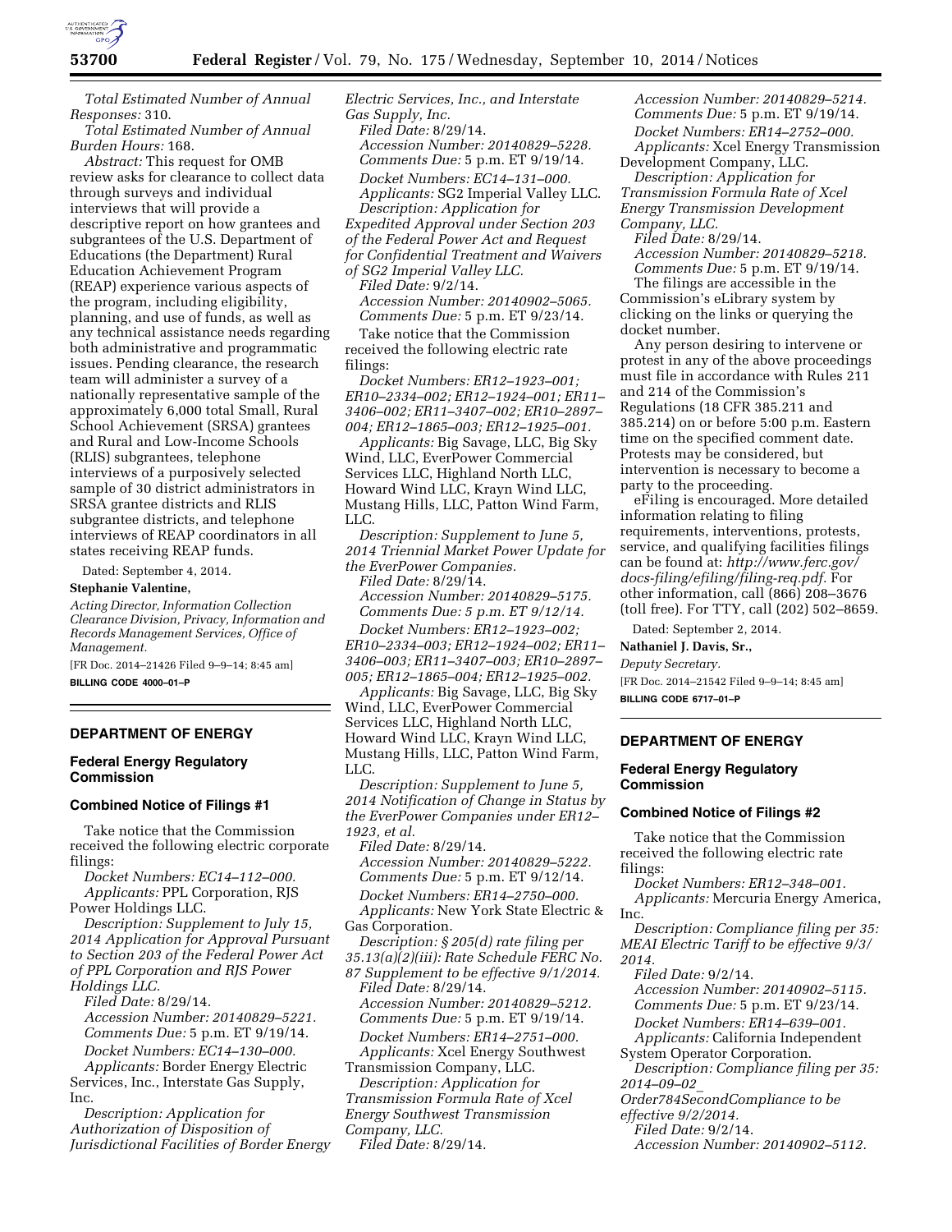*Total Estimated Number of Annual Responses:* 310.

*Total Estimated Number of Annual Burden Hours:* 168.

*Abstract:* This request for OMB review asks for clearance to collect data through surveys and individual interviews that will provide a descriptive report on how grantees and subgrantees of the U.S. Department of Educations (the Department) Rural Education Achievement Program (REAP) experience various aspects of the program, including eligibility, planning, and use of funds, as well as any technical assistance needs regarding both administrative and programmatic issues. Pending clearance, the research team will administer a survey of a nationally representative sample of the approximately 6,000 total Small, Rural School Achievement (SRSA) grantees and Rural and Low-Income Schools (RLIS) subgrantees, telephone interviews of a purposively selected sample of 30 district administrators in SRSA grantee districts and RLIS subgrantee districts, and telephone interviews of REAP coordinators in all states receiving REAP funds.

Dated: September 4, 2014.

**Stephanie Valentine,**

*Acting Director, Information Collection Clearance Division, Privacy, Information and Records Management Services, Office of Management.*

[FR Doc. 2014–21426 Filed 9–9–14; 8:45 am]

**BILLING CODE 4000–01–P**

## DEPARTMENT OF ENERGY

### Federal Energy Regulatory Commission

### Combined Notice of Filings #1

Take notice that the Commission received the following electric corporate filings:

*Docket Numbers:* EC14–112–000.
*Applicants:* PPL Corporation, RJS Power Holdings LLC.
*Description:* Supplement to July 15, 2014 Application for Approval Pursuant to Section 203 of the Federal Power Act of PPL Corporation and RJS Power Holdings LLC.
*Filed Date:* 8/29/14.
*Accession Number:* 20140829–5221.
*Comments Due:* 5 p.m. ET 9/19/14.

*Docket Numbers:* EC14–130–000.
*Applicants:* Border Energy Electric Services, Inc., Interstate Gas Supply, Inc.
*Description:* Application for Authorization of Disposition of Jurisdictional Facilities of Border Energy Electric Services, Inc., and Interstate Gas Supply, Inc.
*Filed Date:* 8/29/14.
*Accession Number:* 20140829–5228.
*Comments Due:* 5 p.m. ET 9/19/14.

*Docket Numbers:* EC14–131–000.
*Applicants:* SG2 Imperial Valley LLC.
*Description:* Application for Expedited Approval under Section 203 of the Federal Power Act and Request for Confidential Treatment and Waivers of SG2 Imperial Valley LLC.
*Filed Date:* 9/2/14.
*Accession Number:* 20140902–5065.
*Comments Due:* 5 p.m. ET 9/23/14.

Take notice that the Commission received the following electric rate filings:

*Docket Numbers:* ER12–1923–001; ER10–2334–002; ER12–1924–001; ER11–3406–002; ER11–3407–002; ER10–2897–004; ER12–1865–003; ER12–1925–001.
*Applicants:* Big Savage, LLC, Big Sky Wind, LLC, EverPower Commercial Services LLC, Highland North LLC, Howard Wind LLC, Krayn Wind LLC, Mustang Hills, LLC, Patton Wind Farm, LLC.
*Description:* Supplement to June 5, 2014 Triennial Market Power Update for the EverPower Companies.
*Filed Date:* 8/29/14.
*Accession Number:* 20140829–5175.
*Comments Due:* 5 p.m. ET 9/12/14.

*Docket Numbers:* ER12–1923–002; ER10–2334–003; ER12–1924–002; ER11–3406–003; ER11–3407–003; ER10–2897–005; ER12–1865–004; ER12–1925–002.
*Applicants:* Big Savage, LLC, Big Sky Wind, LLC, EverPower Commercial Services LLC, Highland North LLC, Howard Wind LLC, Krayn Wind LLC, Mustang Hills, LLC, Patton Wind Farm, LLC.
*Description:* Supplement to June 5, 2014 Notification of Change in Status by the EverPower Companies under ER12–1923, et al.
*Filed Date:* 8/29/14.
*Accession Number:* 20140829–5222.
*Comments Due:* 5 p.m. ET 9/12/14.

*Docket Numbers:* ER14–2750–000.
*Applicants:* New York State Electric & Gas Corporation.
*Description:* § 205(d) rate filing per 35.13(a)(2)(iii): Rate Schedule FERC No. 87 Supplement to be effective 9/1/2014.
*Filed Date:* 8/29/14.
*Accession Number:* 20140829–5212.
*Comments Due:* 5 p.m. ET 9/19/14.

*Docket Numbers:* ER14–2751–000.
*Applicants:* Xcel Energy Southwest Transmission Company, LLC.
*Description:* Application for Transmission Formula Rate of Xcel Energy Southwest Transmission Company, LLC.
*Filed Date:* 8/29/14.
*Accession Number:* 20140829–5214.
*Comments Due:* 5 p.m. ET 9/19/14.

*Docket Numbers:* ER14–2752–000.
*Applicants:* Xcel Energy Transmission Development Company, LLC.
*Description:* Application for Transmission Formula Rate of Xcel Energy Transmission Development Company, LLC.
*Filed Date:* 8/29/14.
*Accession Number:* 20140829–5218.
*Comments Due:* 5 p.m. ET 9/19/14.

The filings are accessible in the Commission's eLibrary system by clicking on the links or querying the docket number.

Any person desiring to intervene or protest in any of the above proceedings must file in accordance with Rules 211 and 214 of the Commission's Regulations (18 CFR 385.211 and 385.214) on or before 5:00 p.m. Eastern time on the specified comment date. Protests may be considered, but intervention is necessary to become a party to the proceeding.

eFiling is encouraged. More detailed information relating to filing requirements, interventions, protests, service, and qualifying facilities filings can be found at: *http://www.ferc.gov/docs-filing/efiling/filing-req.pdf.* For other information, call (866) 208–3676 (toll free). For TTY, call (202) 502–8659.

Dated: September 2, 2014.

**Nathaniel J. Davis, Sr.,**

*Deputy Secretary.*

[FR Doc. 2014–21542 Filed 9–9–14; 8:45 am]

**BILLING CODE 6717–01–P**

## DEPARTMENT OF ENERGY

### Federal Energy Regulatory Commission

### Combined Notice of Filings #2

Take notice that the Commission received the following electric rate filings:

*Docket Numbers:* ER12–348–001.
*Applicants:* Mercuria Energy America, Inc.
*Description:* Compliance filing per 35: MEAI Electric Tariff to be effective 9/3/2014.
*Filed Date:* 9/2/14.
*Accession Number:* 20140902–5115.
*Comments Due:* 5 p.m. ET 9/23/14.

*Docket Numbers:* ER14–639–001.
*Applicants:* California Independent System Operator Corporation.
*Description:* Compliance filing per 35: 2014–09–02_Order784SecondCompliance to be effective 9/2/2014.
*Filed Date:* 9/2/14.
*Accession Number:* 20140902–5112.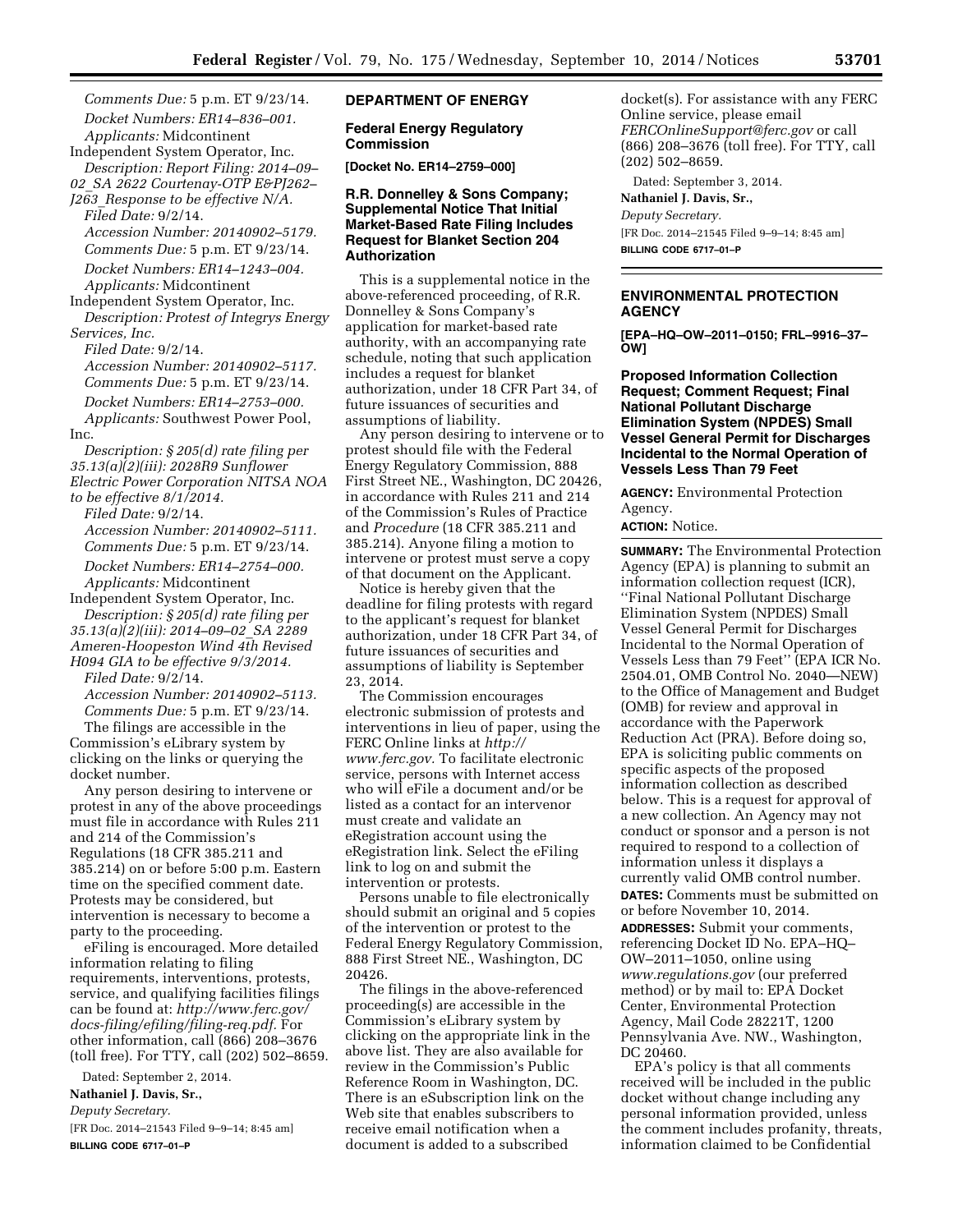*Comments Due:* 5 p.m. ET 9/23/14.

*Docket Numbers:* ER14–836–001.

*Applicants:* Midcontinent Independent System Operator, Inc.

*Description: Report Filing: 2014–09–02_SA 2622 Courtenay-OTP E&PJ262–J263_Response to be effective N/A.*

*Filed Date:* 9/2/14.

*Accession Number:* 20140902–5179.

*Comments Due:* 5 p.m. ET 9/23/14.

*Docket Numbers:* ER14–1243–004.

*Applicants:* Midcontinent Independent System Operator, Inc.

*Description: Protest of Integrys Energy Services, Inc.*

*Filed Date:* 9/2/14.

*Accession Number:* 20140902–5117.

*Comments Due:* 5 p.m. ET 9/23/14.

*Docket Numbers:* ER14–2753–000.

*Applicants:* Southwest Power Pool, Inc.

*Description: § 205(d) rate filing per 35.13(a)(2)(iii): 2028R9 Sunflower Electric Power Corporation NITSA NOA to be effective 8/1/2014.*

*Filed Date:* 9/2/14.

*Accession Number:* 20140902–5111.

*Comments Due:* 5 p.m. ET 9/23/14.

*Docket Numbers:* ER14–2754–000.

*Applicants:* Midcontinent Independent System Operator, Inc.

*Description: § 205(d) rate filing per 35.13(a)(2)(iii): 2014–09–02_SA 2289 Ameren-Hoopeston Wind 4th Revised H094 GIA to be effective 9/3/2014.*

*Filed Date:* 9/2/14.

*Accession Number:* 20140902–5113.

*Comments Due:* 5 p.m. ET 9/23/14.

The filings are accessible in the Commission's eLibrary system by clicking on the links or querying the docket number.

Any person desiring to intervene or protest in any of the above proceedings must file in accordance with Rules 211 and 214 of the Commission's Regulations (18 CFR 385.211 and 385.214) on or before 5:00 p.m. Eastern time on the specified comment date. Protests may be considered, but intervention is necessary to become a party to the proceeding.

eFiling is encouraged. More detailed information relating to filing requirements, interventions, protests, service, and qualifying facilities filings can be found at: *http://www.ferc.gov/docs-filing/efiling/filing-req.pdf.* For other information, call (866) 208–3676 (toll free). For TTY, call (202) 502–8659.

Dated: September 2, 2014.

**Nathaniel J. Davis, Sr.,**

*Deputy Secretary.*

[FR Doc. 2014–21543 Filed 9–9–14; 8:45 am]

**BILLING CODE 6717–01–P**

## DEPARTMENT OF ENERGY

### Federal Energy Regulatory Commission

**[Docket No. ER14–2759–000]**

### R.R. Donnelley & Sons Company; Supplemental Notice That Initial Market-Based Rate Filing Includes Request for Blanket Section 204 Authorization

This is a supplemental notice in the above-referenced proceeding, of R.R. Donnelley & Sons Company's application for market-based rate authority, with an accompanying rate schedule, noting that such application includes a request for blanket authorization, under 18 CFR Part 34, of future issuances of securities and assumptions of liability.

Any person desiring to intervene or to protest should file with the Federal Energy Regulatory Commission, 888 First Street NE., Washington, DC 20426, in accordance with Rules 211 and 214 of the Commission's Rules of Practice and *Procedure* (18 CFR 385.211 and 385.214). Anyone filing a motion to intervene or protest must serve a copy of that document on the Applicant.

Notice is hereby given that the deadline for filing protests with regard to the applicant's request for blanket authorization, under 18 CFR Part 34, of future issuances of securities and assumptions of liability is September 23, 2014.

The Commission encourages electronic submission of protests and interventions in lieu of paper, using the FERC Online links at *http://www.ferc.gov.* To facilitate electronic service, persons with Internet access who will eFile a document and/or be listed as a contact for an intervenor must create and validate an eRegistration account using the eRegistration link. Select the eFiling link to log on and submit the intervention or protests.

Persons unable to file electronically should submit an original and 5 copies of the intervention or protest to the Federal Energy Regulatory Commission, 888 First Street NE., Washington, DC 20426.

The filings in the above-referenced proceeding(s) are accessible in the Commission's eLibrary system by clicking on the appropriate link in the above list. They are also available for review in the Commission's Public Reference Room in Washington, DC. There is an eSubscription link on the Web site that enables subscribers to receive email notification when a document is added to a subscribed docket(s). For assistance with any FERC Online service, please email *FERCOnlineSupport@ferc.gov* or call (866) 208–3676 (toll free). For TTY, call (202) 502–8659.

Dated: September 3, 2014.

**Nathaniel J. Davis, Sr.,**

*Deputy Secretary.*

[FR Doc. 2014–21545 Filed 9–9–14; 8:45 am]

**BILLING CODE 6717–01–P**

## ENVIRONMENTAL PROTECTION AGENCY

**[EPA–HQ–OW–2011–0150; FRL–9916–37–OW]**

### Proposed Information Collection Request; Comment Request; Final National Pollutant Discharge Elimination System (NPDES) Small Vessel General Permit for Discharges Incidental to the Normal Operation of Vessels Less Than 79 Feet

**AGENCY:** Environmental Protection Agency.

**ACTION:** Notice.

**SUMMARY:** The Environmental Protection Agency (EPA) is planning to submit an information collection request (ICR), ''Final National Pollutant Discharge Elimination System (NPDES) Small Vessel General Permit for Discharges Incidental to the Normal Operation of Vessels Less than 79 Feet'' (EPA ICR No. 2504.01, OMB Control No. 2040—NEW) to the Office of Management and Budget (OMB) for review and approval in accordance with the Paperwork Reduction Act (PRA). Before doing so, EPA is soliciting public comments on specific aspects of the proposed information collection as described below. This is a request for approval of a new collection. An Agency may not conduct or sponsor and a person is not required to respond to a collection of information unless it displays a currently valid OMB control number.

**DATES:** Comments must be submitted on or before November 10, 2014.

**ADDRESSES:** Submit your comments, referencing Docket ID No. EPA–HQ–OW–2011–1050, online using *www.regulations.gov* (our preferred method) or by mail to: EPA Docket Center, Environmental Protection Agency, Mail Code 28221T, 1200 Pennsylvania Ave. NW., Washington, DC 20460.

EPA's policy is that all comments received will be included in the public docket without change including any personal information provided, unless the comment includes profanity, threats, information claimed to be Confidential